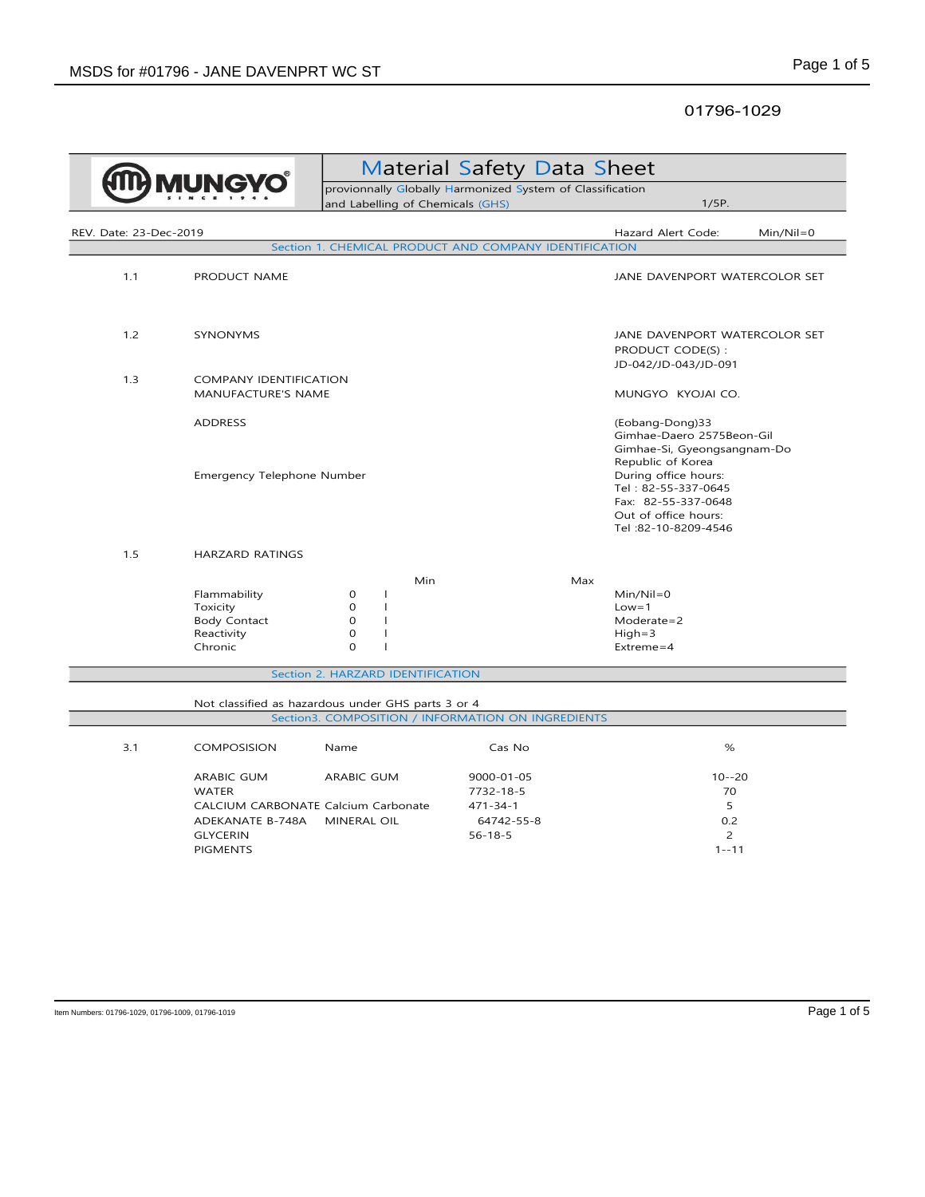01796-1029

# Material Safety Data Sheet

provionnally Globally Harmonized System of Classification and Labelling of Chemicals (GHS)

1/5P.

REV. Date: 23-Dec-2019

Hazard Alert Code: Min/Nil=0

## Section 1. CHEMICAL PRODUCT AND COMPANY IDENTIFICATION

| | | |
|---|---|---|
| 1.1 | PRODUCT NAME | JANE DAVENPORT WATERCOLOR SET |
| 1.2 | SYNONYMS | JANE DAVENPORT WATERCOLOR SET<br>PRODUCT CODE(S) :<br>JD-042/JD-043/JD-091 |
| 1.3 | COMPANY IDENTIFICATION<br>MANUFACTURE'S NAME | MUNGYO KYOJAI CO. |
| | ADDRESS | (Eobang-Dong)33<br>Gimhae-Daero 2575Beon-Gil<br>Gimhae-Si, Gyeongsangnam-Do<br>Republic of Korea |
| | Emergency Telephone Number | During office hours:<br>Tel : 82-55-337-0645<br>Fax: 82-55-337-0648<br>Out of office hours:<br>Tel :82-10-8209-4546 |

1.5 HARZARD RATINGS

| | Min | | Max |
|---|---|---|---|
| Flammability | 0 | I | Min/Nil=0 |
| Toxicity | 0 | I | Low=1 |
| Body Contact | 0 | I | Moderate=2 |
| Reactivity | 0 | I | High=3 |
| Chronic | 0 | I | Extreme=4 |

## Section 2. HARZARD IDENTIFICATION

Not classified as hazardous under GHS parts 3 or 4

## Section3. COMPOSITION / INFORMATION ON INGREDIENTS

3.1

| COMPOSISION | Name | Cas No | % |
|---|---|---|---|
| ARABIC GUM | ARABIC GUM | 9000-01-05 | 10--20 |
| WATER | | 7732-18-5 | 70 |
| CALCIUM CARBONATE | Calcium Carbonate | 471-34-1 | 5 |
| ADEKANATE B-748A | MINERAL OIL | 64742-55-8 | 0.2 |
| GLYCERIN | | 56-18-5 | 2 |
| PIGMENTS | | | 1--11 |

Item Numbers: 01796-1029, 01796-1009, 01796-1019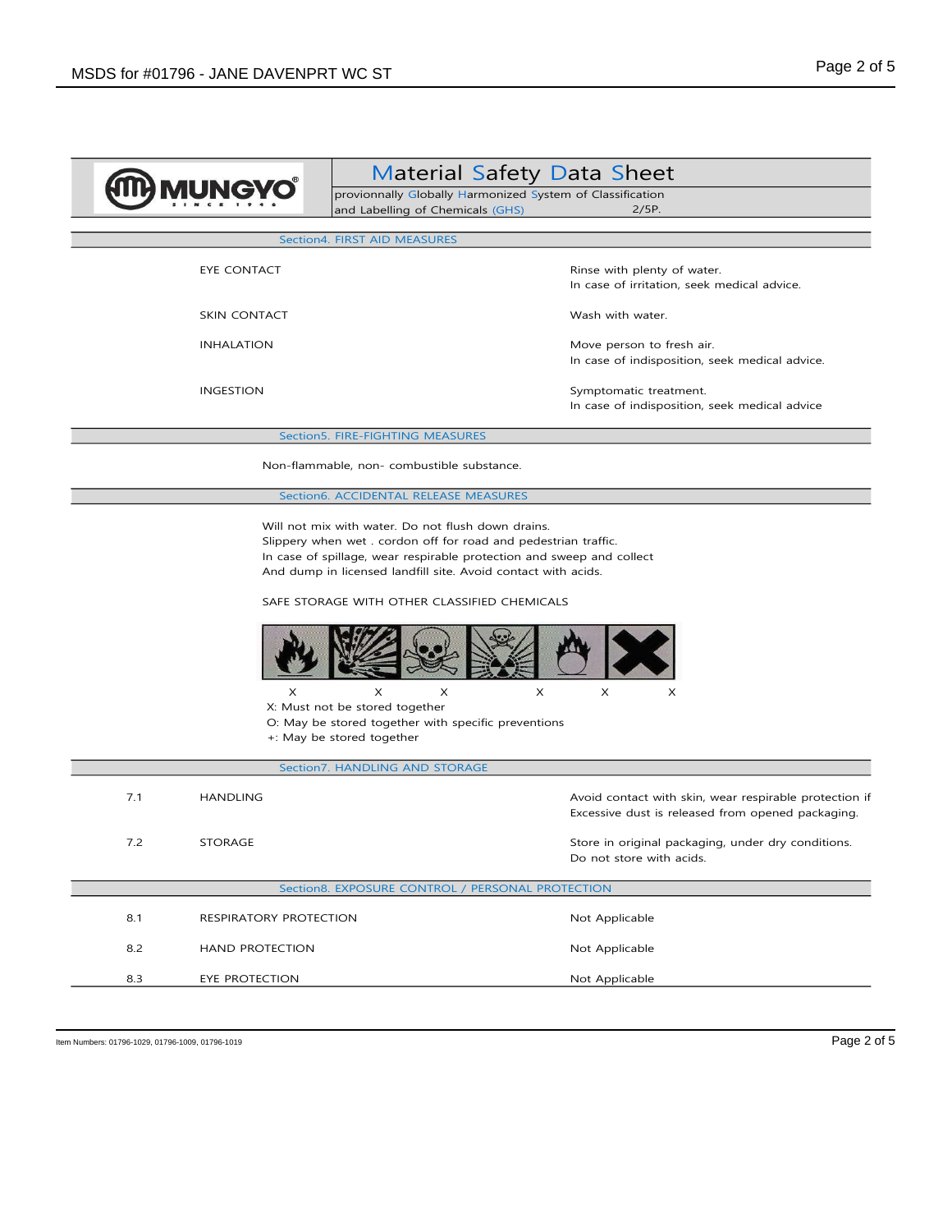Material Safety Data Sheet

provionnally Globally Harmonized System of Classification and Labelling of Chemicals (GHS) 2/5P.

## Section4. FIRST AID MEASURES

| | |
|---|---|
| EYE CONTACT | Rinse with plenty of water. In case of irritation, seek medical advice. |
| SKIN CONTACT | Wash with water. |
| INHALATION | Move person to fresh air. In case of indisposition, seek medical advice. |
| INGESTION | Symptomatic treatment. In case of indisposition, seek medical advice |

## Section5. FIRE-FIGHTING MEASURES

Non-flammable, non- combustible substance.

## Section6. ACCIDENTAL RELEASE MEASURES

Will not mix with water. Do not flush down drains.
Slippery when wet . cordon off for road and pedestrian traffic.
In case of spillage, wear respirable protection and sweep and collect
And dump in licensed landfill site. Avoid contact with acids.

SAFE STORAGE WITH OTHER CLASSIFIED CHEMICALS

X X X X X X

X: Must not be stored together
O: May be stored together with specific preventions
+: May be stored together

## Section7. HANDLING AND STORAGE

| | | |
|---|---|---|
| 7.1 | HANDLING | Avoid contact with skin, wear respirable protection if Excessive dust is released from opened packaging. |
| 7.2 | STORAGE | Store in original packaging, under dry conditions. Do not store with acids. |

## Section8. EXPOSURE CONTROL / PERSONAL PROTECTION

| | | |
|---|---|---|
| 8.1 | RESPIRATORY PROTECTION | Not Applicable |
| 8.2 | HAND PROTECTION | Not Applicable |
| 8.3 | EYE PROTECTION | Not Applicable |

Item Numbers: 01796-1029, 01796-1009, 01796-1019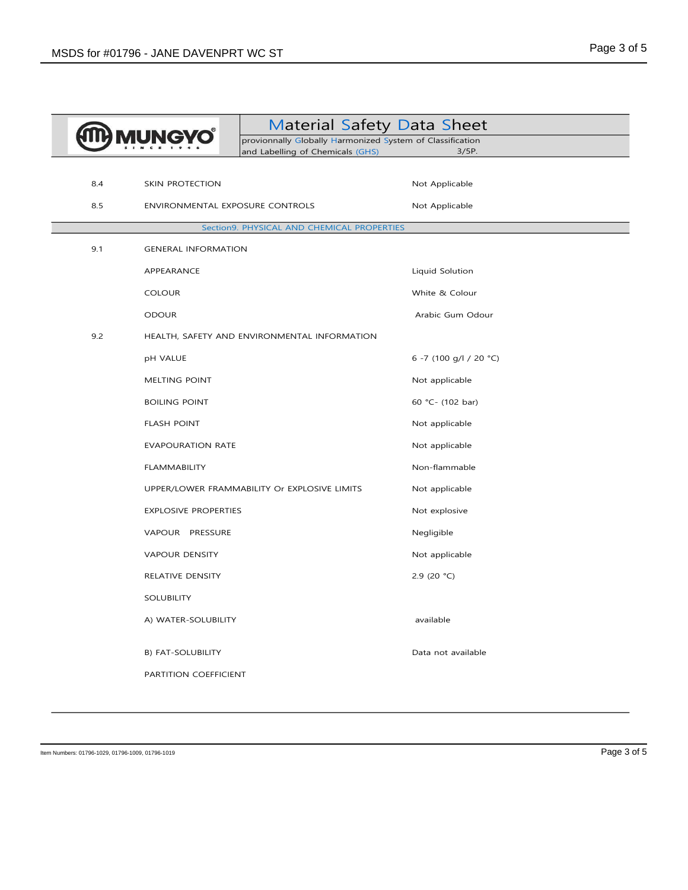# Material Safety Data Sheet

provionnally Globally Harmonized System of Classification and Labelling of Chemicals (GHS) 3/5P.

| | | |
|---|---|---|
| 8.4 | SKIN PROTECTION | Not Applicable |
| 8.5 | ENVIRONMENTAL EXPOSURE CONTROLS | Not Applicable |

## Section9. PHYSICAL AND CHEMICAL PROPERTIES

| | | |
|---|---|---|
| 9.1 | GENERAL INFORMATION | |
| | APPEARANCE | Liquid Solution |
| | COLOUR | White & Colour |
| | ODOUR | Arabic Gum Odour |
| 9.2 | HEALTH, SAFETY AND ENVIRONMENTAL INFORMATION | |
| | pH VALUE | 6 -7 (100 g/l / 20 °C) |
| | MELTING POINT | Not applicable |
| | BOILING POINT | 60 °C- (102 bar) |
| | FLASH POINT | Not applicable |
| | EVAPOURATION RATE | Not applicable |
| | FLAMMABILITY | Non-flammable |
| | UPPER/LOWER FRAMMABILITY Or EXPLOSIVE LIMITS | Not applicable |
| | EXPLOSIVE PROPERTIES | Not explosive |
| | VAPOUR PRESSURE | Negligible |
| | VAPOUR DENSITY | Not applicable |
| | RELATIVE DENSITY | 2.9 (20 °C) |
| | SOLUBILITY | |
| | A) WATER-SOLUBILITY | available |
| | B) FAT-SOLUBILITY | Data not available |
| | PARTITION COEFFICIENT | |

Item Numbers: 01796-1029, 01796-1009, 01796-1019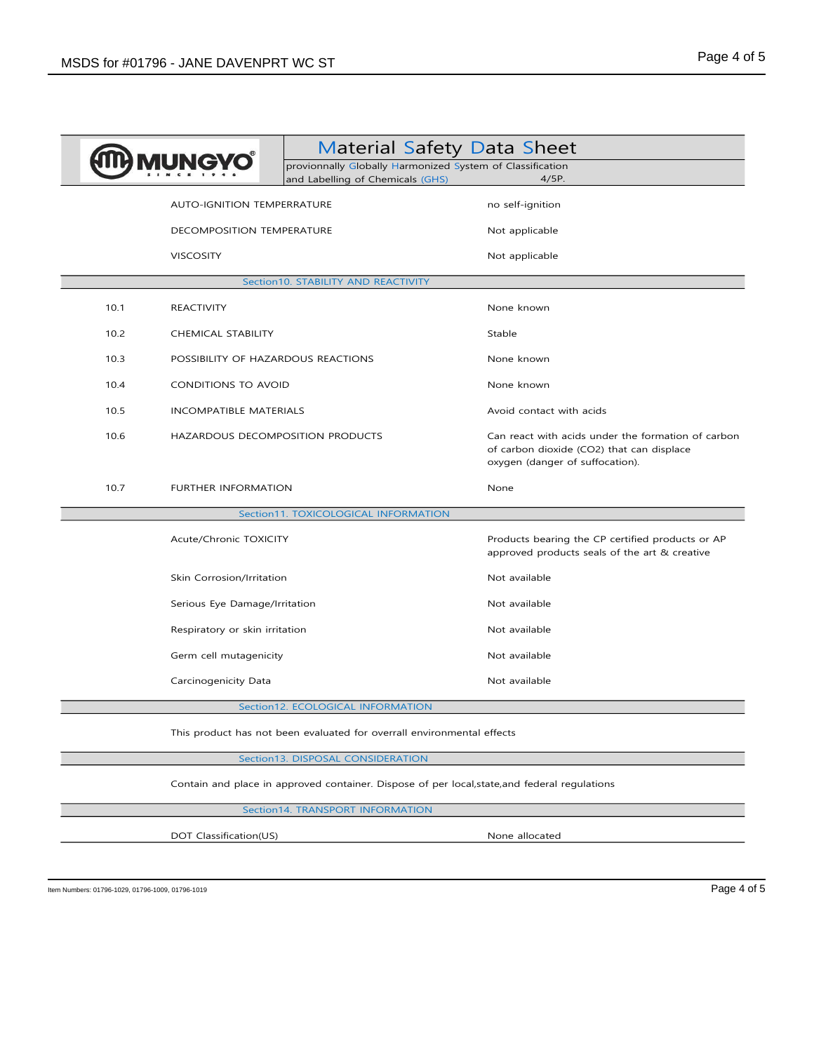| MUNGYO | Material Safety Data Sheet |
|---|---|
| | provionnally Globally Harmonized System of Classification and Labelling of Chemicals (GHS) 4/5P. |

| | | |
|---|---|---|
| | AUTO-IGNITION TEMPERRATURE | no self-ignition |
| | DECOMPOSITION TEMPERATURE | Not applicable |
| | VISCOSITY | Not applicable |

## Section10. STABILITY AND REACTIVITY

| | | |
|---|---|---|
| 10.1 | REACTIVITY | None known |
| 10.2 | CHEMICAL STABILITY | Stable |
| 10.3 | POSSIBILITY OF HAZARDOUS REACTIONS | None known |
| 10.4 | CONDITIONS TO AVOID | None known |
| 10.5 | INCOMPATIBLE MATERIALS | Avoid contact with acids |
| 10.6 | HAZARDOUS DECOMPOSITION PRODUCTS | Can react with acids under the formation of carbon of carbon dioxide ($CO_2$) that can displace oxygen (danger of suffocation). |
| 10.7 | FURTHER INFORMATION | None |

## Section11. TOXICOLOGICAL INFORMATION

| | |
|---|---|
| Acute/Chronic TOXICITY | Products bearing the CP certified products or AP approved products seals of the art & creative |
| Skin Corrosion/Irritation | Not available |
| Serious Eye Damage/Irritation | Not available |
| Respiratory or skin irritation | Not available |
| Germ cell mutagenicity | Not available |
| Carcinogenicity Data | Not available |

## Section12. ECOLOGICAL INFORMATION

This product has not been evaluated for overall environmental effects

## Section13. DISPOSAL CONSIDERATION

Contain and place in approved container. Dispose of per local,state,and federal regulations

## Section14. TRANSPORT INFORMATION

| | |
|---|---|
| DOT Classification(US) | None allocated |

Item Numbers: 01796-1029, 01796-1009, 01796-1019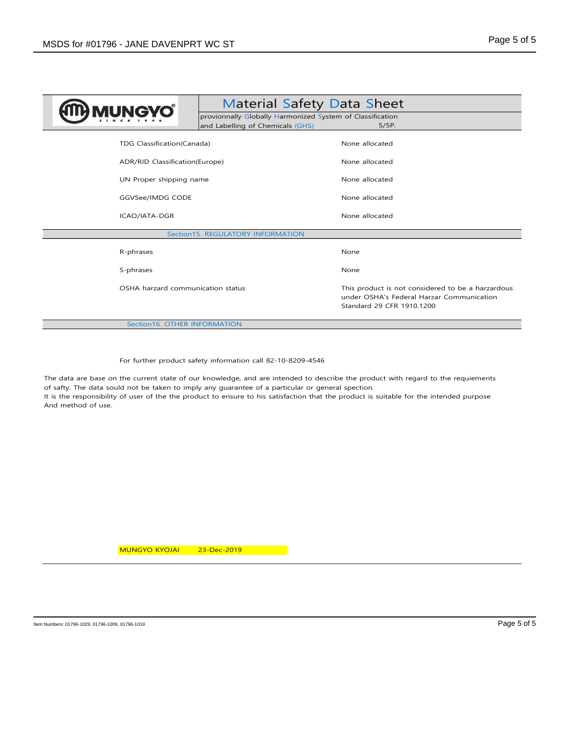MUNGYO

SINCE 1946

# Material Safety Data Sheet

provionnally Globally Harmonized System of Classification and Labelling of Chemicals (GHS) 5/5P.

| | |
|---|---|
| TDG Classification(Canada) | None allocated |
| ADR/RID Classification(Europe) | None allocated |
| UN Proper shipping name | None allocated |
| GGVSee/IMDG CODE | None allocated |
| ICAO/IATA-DGR | None allocated |

## Section15. REGULATORY INFORMATION

| | |
|---|---|
| R-phrases | None |
| S-phrases | None |
| OSHA harzard communication status | This product is not considered to be a harzardous under OSHA's Federal Harzar Communication Standard 29 CFR 1910.1200 |

## Section16. OTHER INFORMATION

For further product safety information call 82-10-8209-4546

The data are base on the current state of our knowledge, and are intended to describe the product with regard to the requiements of safty. The data sould not be taken to imply any guarantee of a particular or general spection.
It is the responsibility of user of the the product to ensure to his satisfaction that the product is suitable for the intended purpose And method of use.

MUNGYO KYOJAI 23-Dec-2019

Item Numbers: 01796-1029, 01796-1009, 01796-1019